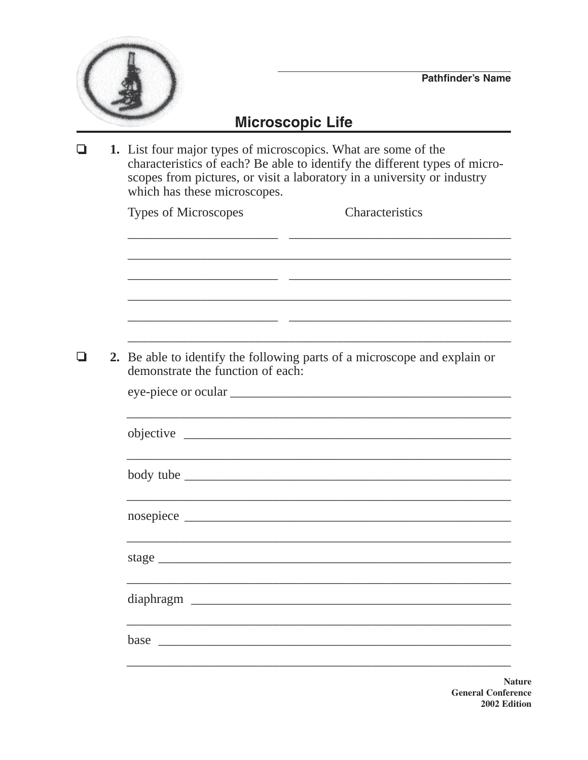Pathfinder's Name

# Microscopic Life

- [ ] **1.** List four major types of microscopics. What are some of the characteristics of each? Be able to identify the different types of microscopes from pictures, or visit a laboratory in a university or industry which has these microscopes.

Types of Microscopes | Characteristics

- [ ] **2.** Be able to identify the following parts of a microscope and explain or demonstrate the function of each:

eye-piece or ocular

objective

body tube

nosepiece

stage

diaphragm

base

**Nature**
**General Conference**
**2002 Edition**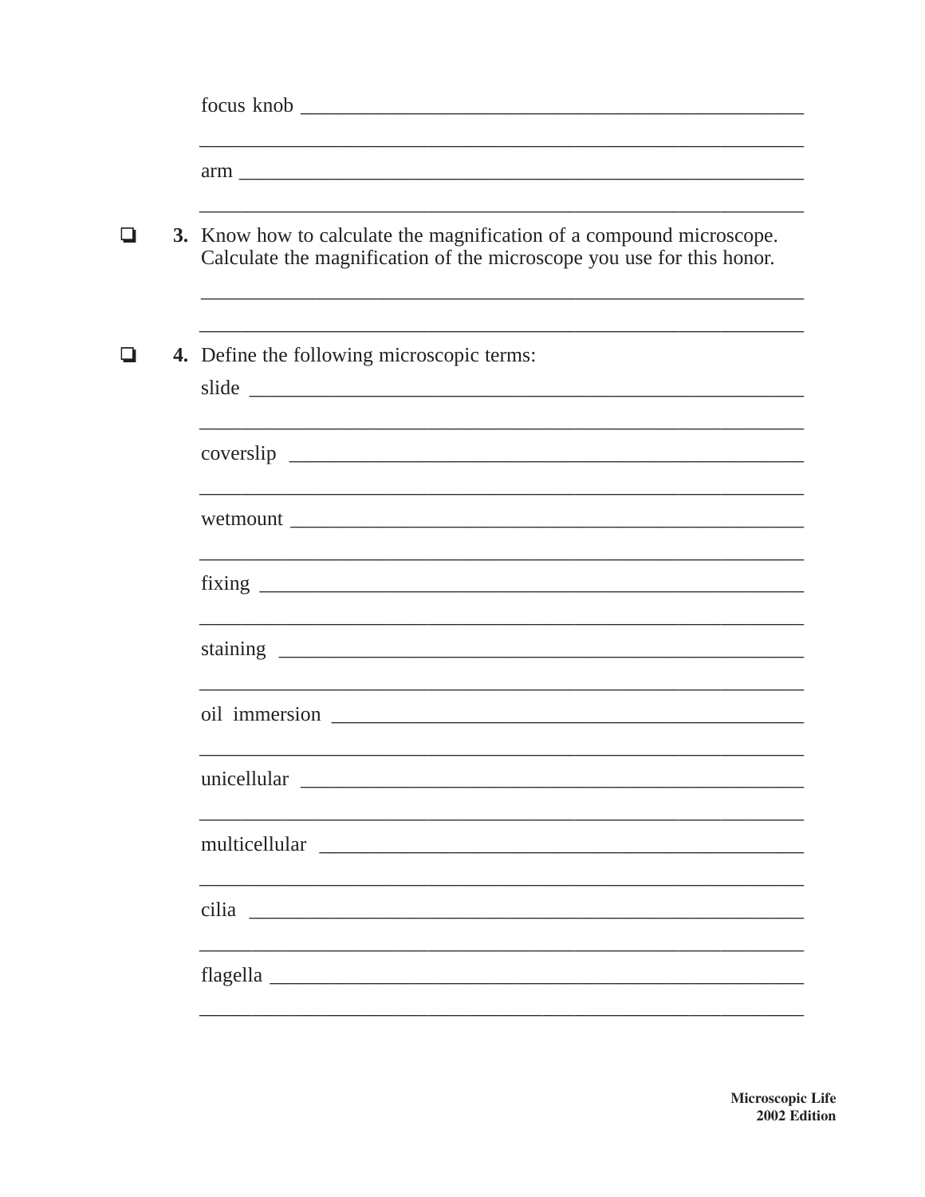focus knob ______________________________________________

______________________________________________

arm ______________________________________________

______________________________________________

- [ ] **3.** Know how to calculate the magnification of a compound microscope. Calculate the magnification of the microscope you use for this honor.

______________________________________________

______________________________________________

- [ ] **4.** Define the following microscopic terms:

slide ______________________________________________

______________________________________________

coverslip ______________________________________________

______________________________________________

wetmount ______________________________________________

______________________________________________

fixing ______________________________________________

______________________________________________

staining ______________________________________________

______________________________________________

oil immersion ______________________________________________

______________________________________________

unicellular ______________________________________________

______________________________________________

multicellular ______________________________________________

______________________________________________

cilia ______________________________________________

______________________________________________

flagella ______________________________________________

______________________________________________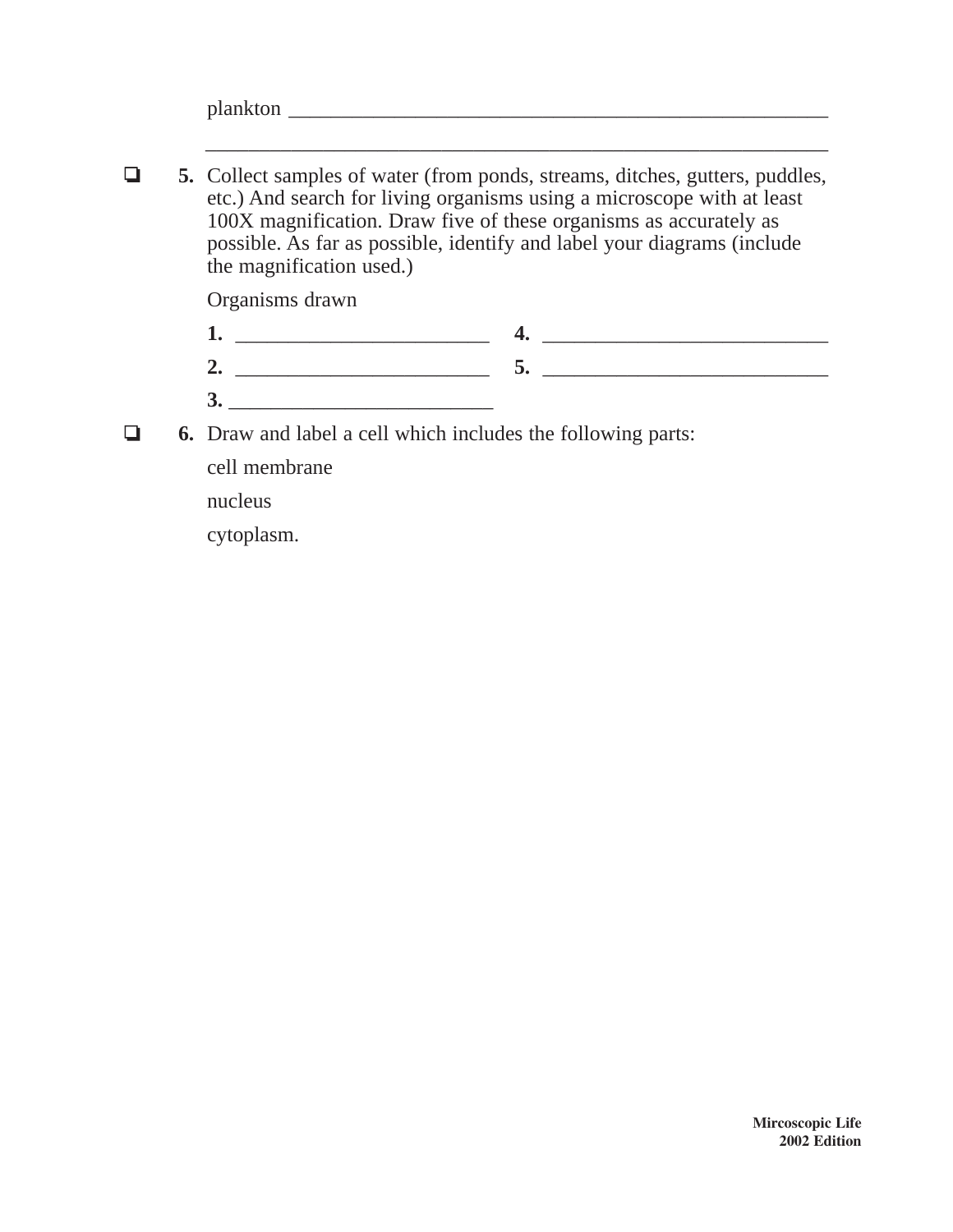plankton ____________________________________________________

____________________________________________________________

❑ **5.** Collect samples of water (from ponds, streams, ditches, gutters, puddles, etc.) And search for living organisms using a microscope with at least 100X magnification. Draw five of these organisms as accurately as possible. As far as possible, identify and label your diagrams (include the magnification used.)

Organisms drawn

**1.** ________________________ **4.** ___________________________

**2.** ________________________ **5.** ___________________________

**3.** _________________________

❑ **6.** Draw and label a cell which includes the following parts:

cell membrane

nucleus

cytoplasm.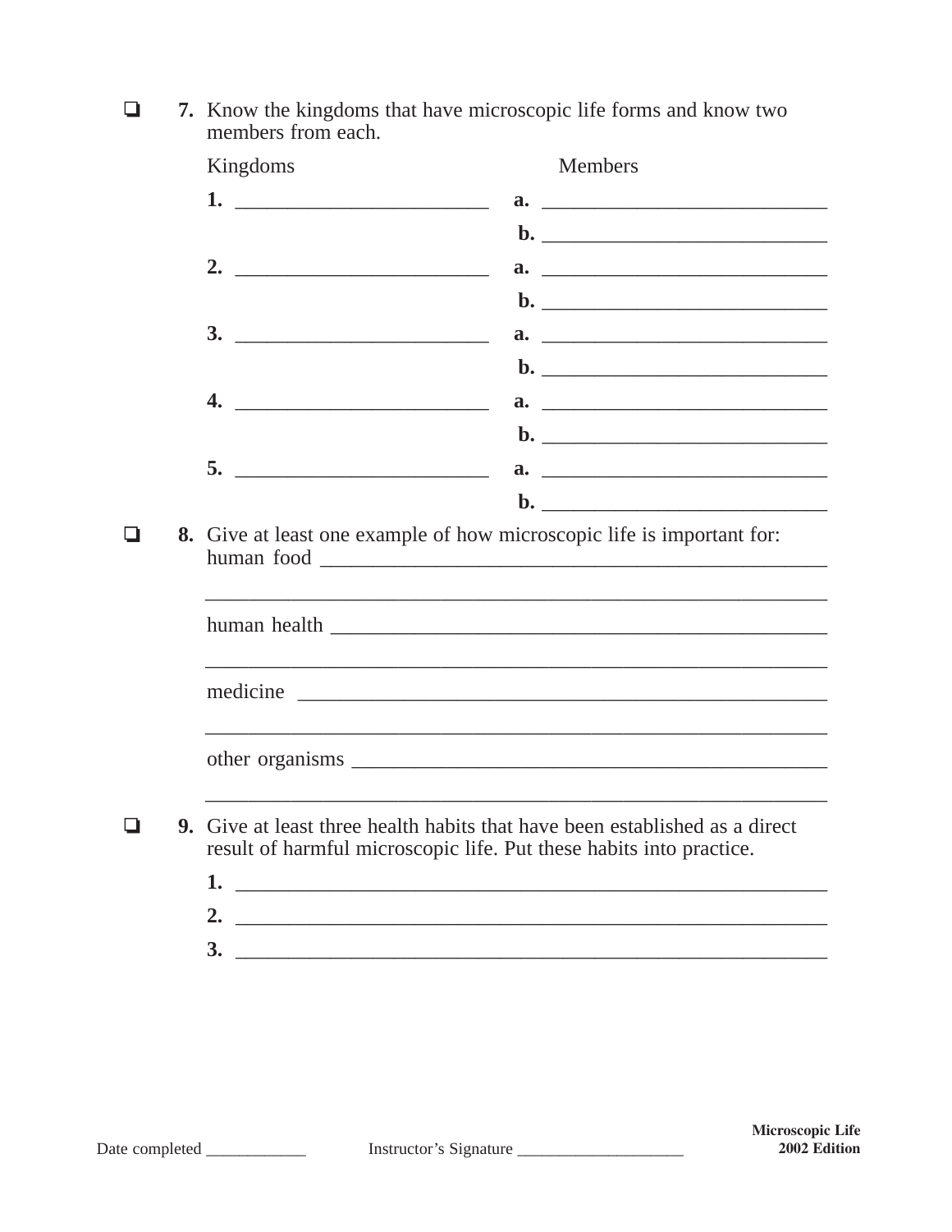❑ **7.** Know the kingdoms that have microscopic life forms and know two members from each.

| Kingdoms | Members |
|---|---|
| **1.** ________________________ | **a.** ____________________________ |
| | **b.** ____________________________ |
| **2.** ________________________ | **a.** ____________________________ |
| | **b.** ____________________________ |
| **3.** ________________________ | **a.** ____________________________ |
| | **b.** ____________________________ |
| **4.** ________________________ | **a.** ____________________________ |
| | **b.** ____________________________ |
| **5.** ________________________ | **a.** ____________________________ |
| | **b.** ____________________________ |

❑ **8.** Give at least one example of how microscopic life is important for:

human food ________________________________________________

__________________________________________________________

human health _______________________________________________

__________________________________________________________

medicine __________________________________________________

__________________________________________________________

other organisms _____________________________________________

__________________________________________________________

❑ **9.** Give at least three health habits that have been established as a direct result of harmful microscopic life. Put these habits into practice.

**1.** ________________________________________________________

**2.** ________________________________________________________

**3.** ________________________________________________________

Date completed ____________ Instructor's Signature ___________________

**Microscopic Life**
**2002 Edition**